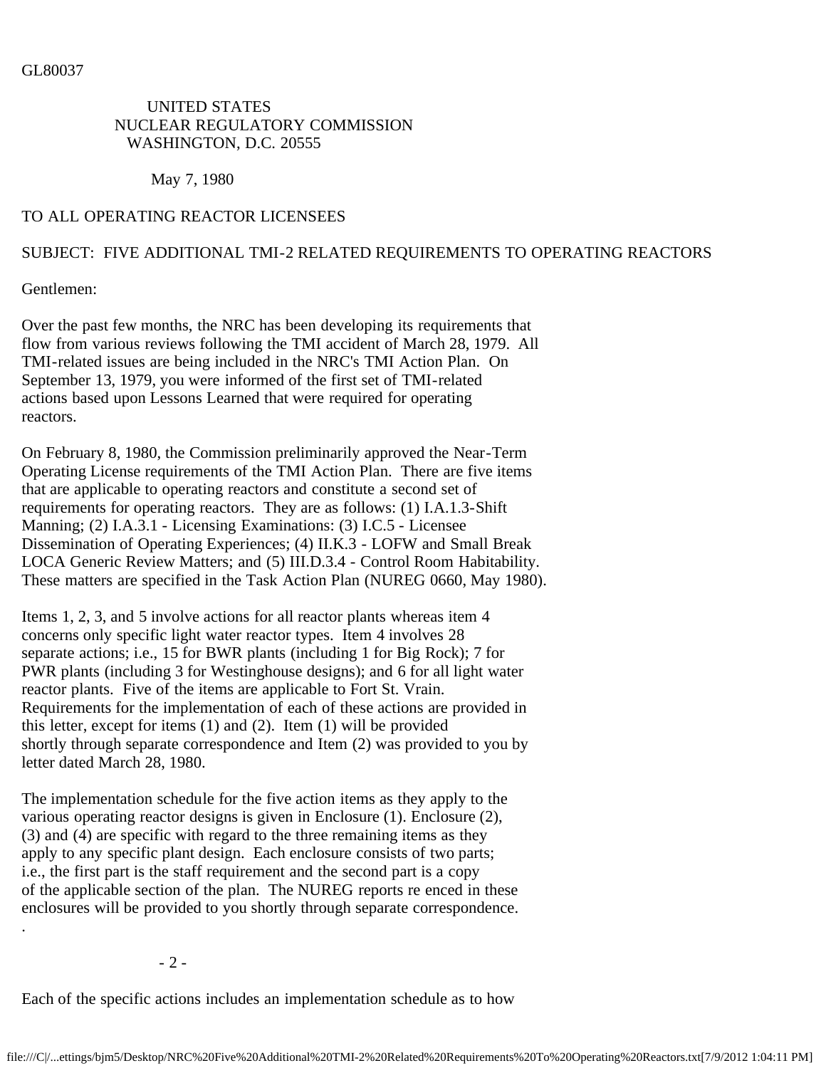GL80037

UNITED STATES
NUCLEAR REGULATORY COMMISSION
WASHINGTON, D.C. 20555

May 7, 1980

TO ALL OPERATING REACTOR LICENSEES

SUBJECT: FIVE ADDITIONAL TMI-2 RELATED REQUIREMENTS TO OPERATING REACTORS

Gentlemen:

Over the past few months, the NRC has been developing its requirements that flow from various reviews following the TMI accident of March 28, 1979. All TMI-related issues are being included in the NRC's TMI Action Plan. On September 13, 1979, you were informed of the first set of TMI-related actions based upon Lessons Learned that were required for operating reactors.

On February 8, 1980, the Commission preliminarily approved the Near-Term Operating License requirements of the TMI Action Plan. There are five items that are applicable to operating reactors and constitute a second set of requirements for operating reactors. They are as follows: (1) I.A.1.3-Shift Manning; (2) I.A.3.1 - Licensing Examinations: (3) I.C.5 - Licensee Dissemination of Operating Experiences; (4) II.K.3 - LOFW and Small Break LOCA Generic Review Matters; and (5) III.D.3.4 - Control Room Habitability. These matters are specified in the Task Action Plan (NUREG 0660, May 1980).

Items 1, 2, 3, and 5 involve actions for all reactor plants whereas item 4 concerns only specific light water reactor types. Item 4 involves 28 separate actions; i.e., 15 for BWR plants (including 1 for Big Rock); 7 for PWR plants (including 3 for Westinghouse designs); and 6 for all light water reactor plants. Five of the items are applicable to Fort St. Vrain. Requirements for the implementation of each of these actions are provided in this letter, except for items (1) and (2). Item (1) will be provided shortly through separate correspondence and Item (2) was provided to you by letter dated March 28, 1980.

The implementation schedule for the five action items as they apply to the various operating reactor designs is given in Enclosure (1). Enclosure (2), (3) and (4) are specific with regard to the three remaining items as they apply to any specific plant design. Each enclosure consists of two parts; i.e., the first part is the staff requirement and the second part is a copy of the applicable section of the plan. The NUREG reports re enced in these enclosures will be provided to you shortly through separate correspondence.

.

Each of the specific actions includes an implementation schedule as to how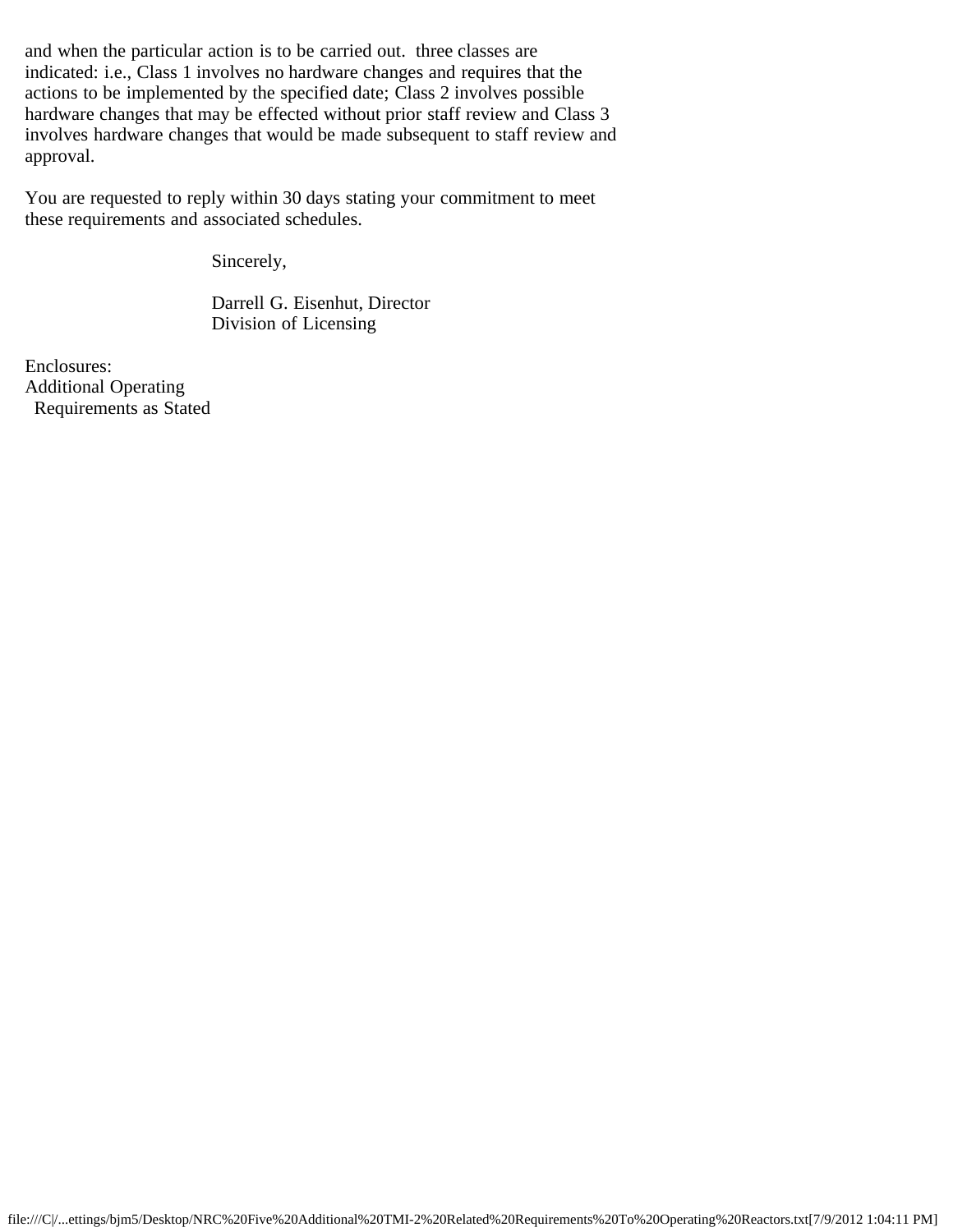and when the particular action is to be carried out. three classes are indicated: i.e., Class 1 involves no hardware changes and requires that the actions to be implemented by the specified date; Class 2 involves possible hardware changes that may be effected without prior staff review and Class 3 involves hardware changes that would be made subsequent to staff review and approval.

You are requested to reply within 30 days stating your commitment to meet these requirements and associated schedules.

Sincerely,

Darrell G. Eisenhut, Director
Division of Licensing

Enclosures:
Additional Operating
Requirements as Stated